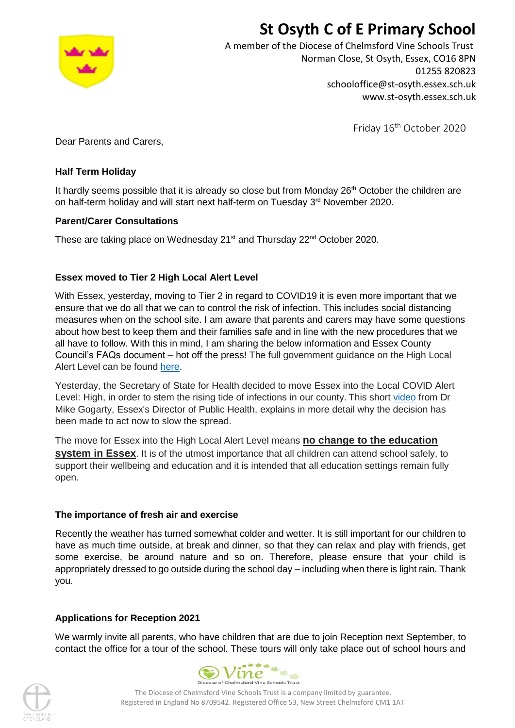# St Osyth C of E Primary School

A member of the Diocese of Chelmsford Vine Schools Trust
Norman Close, St Osyth, Essex, CO16 8PN
01255 820823
schooloffice@st-osyth.essex.sch.uk
www.st-osyth.essex.sch.uk

Friday 16th October 2020

Dear Parents and Carers,

**Half Term Holiday**

It hardly seems possible that it is already so close but from Monday 26th October the children are on half-term holiday and will start next half-term on Tuesday 3rd November 2020.

**Parent/Carer Consultations**

These are taking place on Wednesday 21st and Thursday 22nd October 2020.

**Essex moved to Tier 2 High Local Alert Level**

With Essex, yesterday, moving to Tier 2 in regard to COVID19 it is even more important that we ensure that we do all that we can to control the risk of infection. This includes social distancing measures when on the school site. I am aware that parents and carers may have some questions about how best to keep them and their families safe and in line with the new procedures that we all have to follow. With this in mind, I am sharing the below information and Essex County Council's FAQs document – hot off the press! The full government guidance on the High Local Alert Level can be found here.

Yesterday, the Secretary of State for Health decided to move Essex into the Local COVID Alert Level: High, in order to stem the rising tide of infections in our county. This short video from Dr Mike Gogarty, Essex's Director of Public Health, explains in more detail why the decision has been made to act now to slow the spread.

The move for Essex into the High Local Alert Level means **no change to the education system in Essex**. It is of the utmost importance that all children can attend school safely, to support their wellbeing and education and it is intended that all education settings remain fully open.

**The importance of fresh air and exercise**

Recently the weather has turned somewhat colder and wetter. It is still important for our children to have as much time outside, at break and dinner, so that they can relax and play with friends, get some exercise, be around nature and so on. Therefore, please ensure that your child is appropriately dressed to go outside during the school day – including when there is light rain. Thank you.

**Applications for Reception 2021**

We warmly invite all parents, who have children that are due to join Reception next September, to contact the office for a tour of the school. These tours will only take place out of school hours and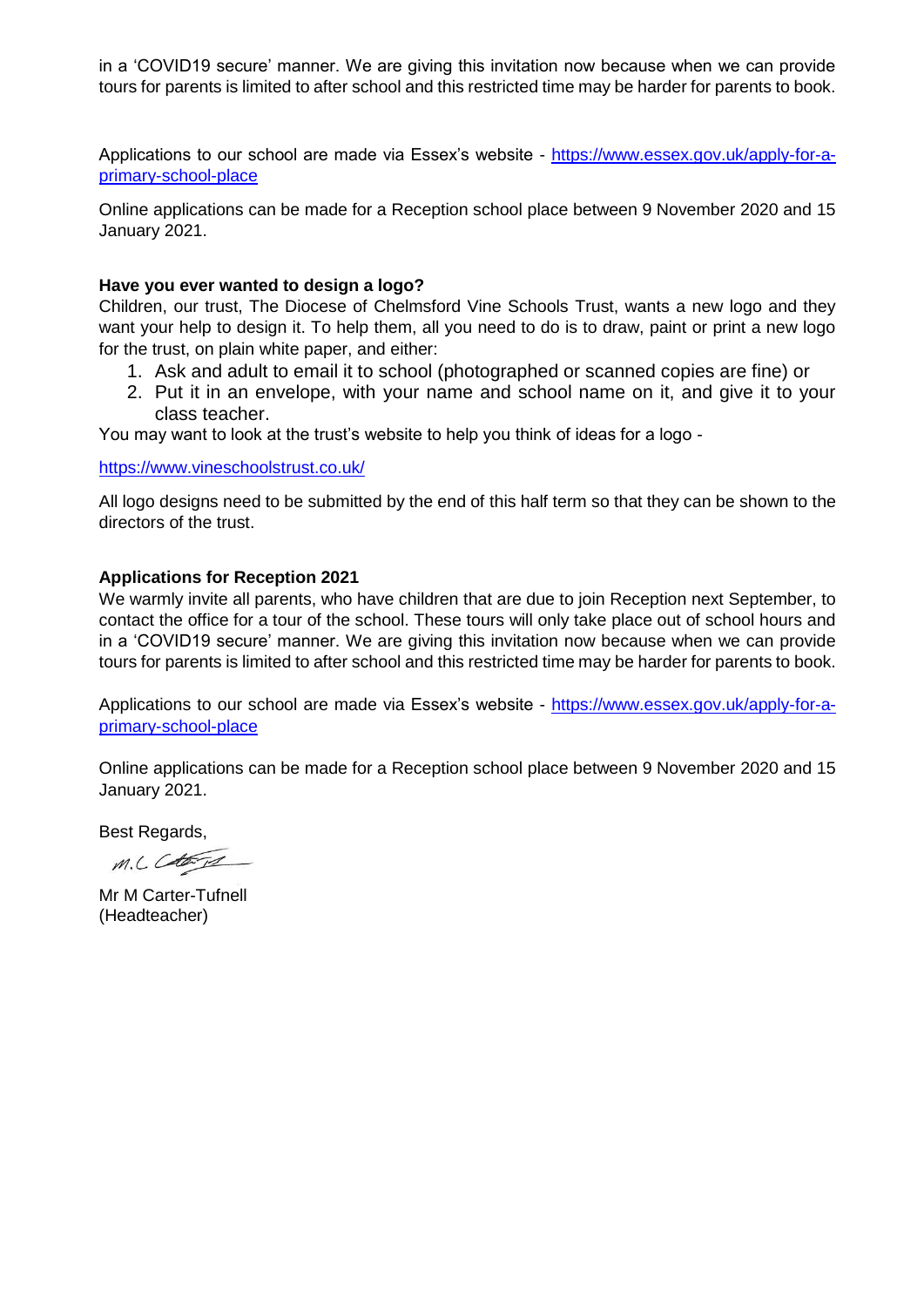in a 'COVID19 secure' manner. We are giving this invitation now because when we can provide tours for parents is limited to after school and this restricted time may be harder for parents to book.

Applications to our school are made via Essex's website - https://www.essex.gov.uk/apply-for-a-primary-school-place

Online applications can be made for a Reception school place between 9 November 2020 and 15 January 2021.

**Have you ever wanted to design a logo?**

Children, our trust, The Diocese of Chelmsford Vine Schools Trust, wants a new logo and they want your help to design it. To help them, all you need to do is to draw, paint or print a new logo for the trust, on plain white paper, and either:

1. Ask and adult to email it to school (photographed or scanned copies are fine) or
2. Put it in an envelope, with your name and school name on it, and give it to your class teacher.

You may want to look at the trust's website to help you think of ideas for a logo -

https://www.vineschoolstrust.co.uk/

All logo designs need to be submitted by the end of this half term so that they can be shown to the directors of the trust.

**Applications for Reception 2021**

We warmly invite all parents, who have children that are due to join Reception next September, to contact the office for a tour of the school. These tours will only take place out of school hours and in a 'COVID19 secure' manner. We are giving this invitation now because when we can provide tours for parents is limited to after school and this restricted time may be harder for parents to book.

Applications to our school are made via Essex's website - https://www.essex.gov.uk/apply-for-a-primary-school-place

Online applications can be made for a Reception school place between 9 November 2020 and 15 January 2021.

Best Regards,

Mr M Carter-Tufnell
(Headteacher)